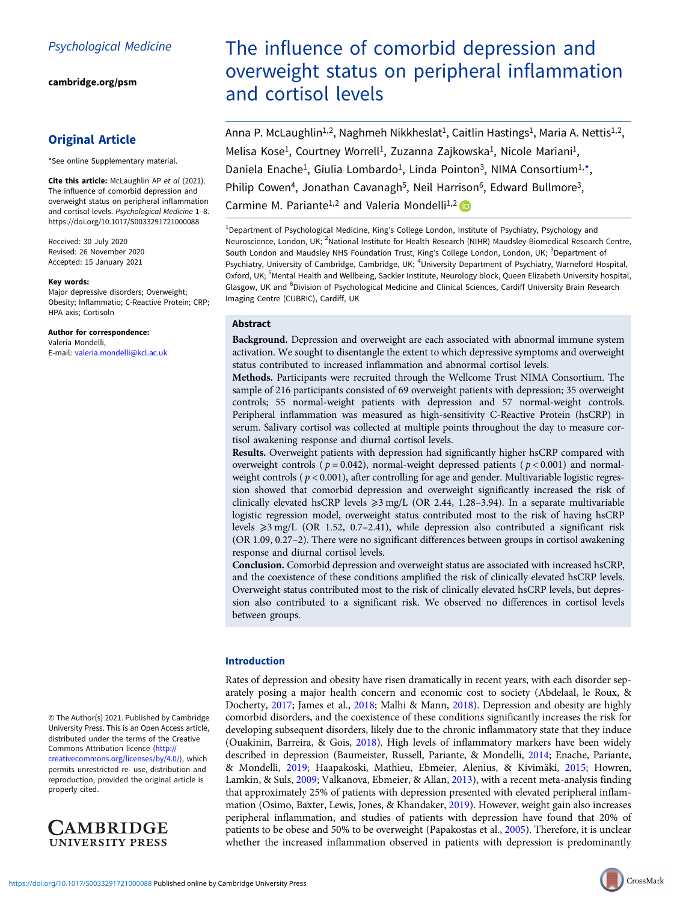Psychological Medicine

cambridge.org/psm

## Original Article

*See online Supplementary material.

**Cite this article:** McLaughlin AP *et al* (2021). The influence of comorbid depression and overweight status on peripheral inflammation and cortisol levels. *Psychological Medicine* 1–8. https://doi.org/10.1017/S0033291721000088

Received: 30 July 2020
Revised: 26 November 2020
Accepted: 15 January 2021

**Key words:**
Major depressive disorders; Overweight; Obesity; Inflammatio; C-Reactive Protein; CRP; HPA axis; Cortisoln

**Author for correspondence:**
Valeria Mondelli,
E-mail: valeria.mondelli@kcl.ac.uk

© The Author(s) 2021. Published by Cambridge University Press. This is an Open Access article, distributed under the terms of the Creative Commons Attribution licence (http://creativecommons.org/licenses/by/4.0/), which permits unrestricted re- use, distribution and reproduction, provided the original article is properly cited.

# The influence of comorbid depression and overweight status on peripheral inflammation and cortisol levels

Anna P. McLaughlin[1,2], Naghmeh Nikkheslat[1], Caitlin Hastings[1], Maria A. Nettis[1,2], Melisa Kose[1], Courtney Worrell[1], Zuzanna Zajkowska[1], Nicole Mariani[1], Daniela Enache[1], Giulia Lombardo[1], Linda Pointon[3], NIMA Consortium[1,*], Philip Cowen[4], Jonathan Cavanagh[5], Neil Harrison[6], Edward Bullmore[3], Carmine M. Pariante[1,2] and Valeria Mondelli[1,2]

[1]Department of Psychological Medicine, King's College London, Institute of Psychiatry, Psychology and Neuroscience, London, UK; [2]National Institute for Health Research (NIHR) Maudsley Biomedical Research Centre, South London and Maudsley NHS Foundation Trust, King's College London, London, UK; [3]Department of Psychiatry, University of Cambridge, Cambridge, UK; [4]University Department of Psychiatry, Warneford Hospital, Oxford, UK; [5]Mental Health and Wellbeing, Sackler Institute, Neurology block, Queen Elizabeth University hospital, Glasgow, UK and [6]Division of Psychological Medicine and Clinical Sciences, Cardiff University Brain Research Imaging Centre (CUBRIC), Cardiff, UK

## Abstract

**Background.** Depression and overweight are each associated with abnormal immune system activation. We sought to disentangle the extent to which depressive symptoms and overweight status contributed to increased inflammation and abnormal cortisol levels.

**Methods.** Participants were recruited through the Wellcome Trust NIMA Consortium. The sample of 216 participants consisted of 69 overweight patients with depression; 35 overweight controls; 55 normal-weight patients with depression and 57 normal-weight controls. Peripheral inflammation was measured as high-sensitivity C-Reactive Protein (hsCRP) in serum. Salivary cortisol was collected at multiple points throughout the day to measure cortisol awakening response and diurnal cortisol levels.

**Results.** Overweight patients with depression had significantly higher hsCRP compared with overweight controls ($p = 0.042$), normal-weight depressed patients ($p < 0.001$) and normal-weight controls ($p < 0.001$), after controlling for age and gender. Multivariable logistic regression showed that comorbid depression and overweight significantly increased the risk of clinically elevated hsCRP levels $\geqslant 3$ mg/L (OR 2.44, 1.28–3.94). In a separate multivariable logistic regression model, overweight status contributed most to the risk of having hsCRP levels $\geqslant 3$ mg/L (OR 1.52, 0.7–2.41), while depression also contributed a significant risk (OR 1.09, 0.27–2). There were no significant differences between groups in cortisol awakening response and diurnal cortisol levels.

**Conclusion.** Comorbid depression and overweight status are associated with increased hsCRP, and the coexistence of these conditions amplified the risk of clinically elevated hsCRP levels. Overweight status contributed most to the risk of clinically elevated hsCRP levels, but depression also contributed to a significant risk. We observed no differences in cortisol levels between groups.

## Introduction

Rates of depression and obesity have risen dramatically in recent years, with each disorder separately posing a major health concern and economic cost to society (Abdelaal, le Roux, & Docherty, 2017; James et al., 2018; Malhi & Mann, 2018). Depression and obesity are highly comorbid disorders, and the coexistence of these conditions significantly increases the risk for developing subsequent disorders, likely due to the chronic inflammatory state that they induce (Ouakinin, Barreira, & Gois, 2018). High levels of inflammatory markers have been widely described in depression (Baumeister, Russell, Pariante, & Mondelli, 2014; Enache, Pariante, & Mondelli, 2019; Haapakoski, Mathieu, Ebmeier, Alenius, & Kivimäki, 2015; Howren, Lamkin, & Suls, 2009; Valkanova, Ebmeier, & Allan, 2013), with a recent meta-analysis finding that approximately 25% of patients with depression presented with elevated peripheral inflammation (Osimo, Baxter, Lewis, Jones, & Khandaker, 2019). However, weight gain also increases peripheral inflammation, and studies of patients with depression have found that 20% of patients to be obese and 50% to be overweight (Papakostas et al., 2005). Therefore, it is unclear whether the increased inflammation observed in patients with depression is predominantly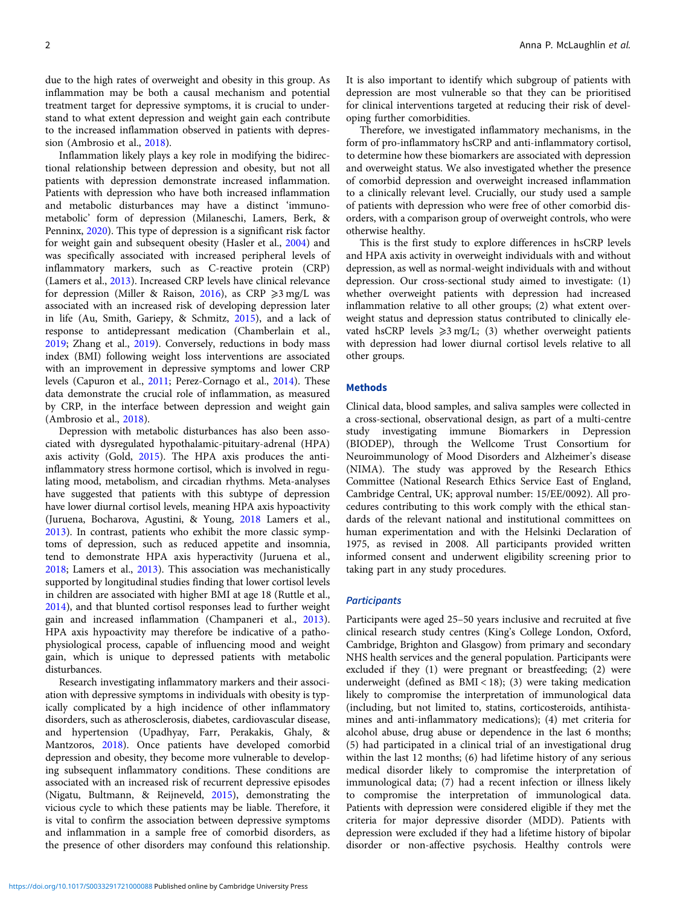due to the high rates of overweight and obesity in this group. As inflammation may be both a causal mechanism and potential treatment target for depressive symptoms, it is crucial to understand to what extent depression and weight gain each contribute to the increased inflammation observed in patients with depression (Ambrosio et al., 2018).

Inflammation likely plays a key role in modifying the bidirectional relationship between depression and obesity, but not all patients with depression demonstrate increased inflammation. Patients with depression who have both increased inflammation and metabolic disturbances may have a distinct 'immuno-metabolic' form of depression (Milaneschi, Lamers, Berk, & Penninx, 2020). This type of depression is a significant risk factor for weight gain and subsequent obesity (Hasler et al., 2004) and was specifically associated with increased peripheral levels of inflammatory markers, such as C-reactive protein (CRP) (Lamers et al., 2013). Increased CRP levels have clinical relevance for depression (Miller & Raison, 2016), as CRP $\geqslant$3 mg/L was associated with an increased risk of developing depression later in life (Au, Smith, Gariepy, & Schmitz, 2015), and a lack of response to antidepressant medication (Chamberlain et al., 2019; Zhang et al., 2019). Conversely, reductions in body mass index (BMI) following weight loss interventions are associated with an improvement in depressive symptoms and lower CRP levels (Capuron et al., 2011; Perez-Cornago et al., 2014). These data demonstrate the crucial role of inflammation, as measured by CRP, in the interface between depression and weight gain (Ambrosio et al., 2018).

Depression with metabolic disturbances has also been associated with dysregulated hypothalamic-pituitary-adrenal (HPA) axis activity (Gold, 2015). The HPA axis produces the anti-inflammatory stress hormone cortisol, which is involved in regulating mood, metabolism, and circadian rhythms. Meta-analyses have suggested that patients with this subtype of depression have lower diurnal cortisol levels, meaning HPA axis hypoactivity (Juruena, Bocharova, Agustini, & Young, 2018 Lamers et al., 2013). In contrast, patients who exhibit the more classic symptoms of depression, such as reduced appetite and insomnia, tend to demonstrate HPA axis hyperactivity (Juruena et al., 2018; Lamers et al., 2013). This association was mechanistically supported by longitudinal studies finding that lower cortisol levels in children are associated with higher BMI at age 18 (Ruttle et al., 2014), and that blunted cortisol responses lead to further weight gain and increased inflammation (Champaneri et al., 2013). HPA axis hypoactivity may therefore be indicative of a pathophysiological process, capable of influencing mood and weight gain, which is unique to depressed patients with metabolic disturbances.

Research investigating inflammatory markers and their association with depressive symptoms in individuals with obesity is typically complicated by a high incidence of other inflammatory disorders, such as atherosclerosis, diabetes, cardiovascular disease, and hypertension (Upadhyay, Farr, Perakakis, Ghaly, & Mantzoros, 2018). Once patients have developed comorbid depression and obesity, they become more vulnerable to developing subsequent inflammatory conditions. These conditions are associated with an increased risk of recurrent depressive episodes (Nigatu, Bultmann, & Reijneveld, 2015), demonstrating the vicious cycle to which these patients may be liable. Therefore, it is vital to confirm the association between depressive symptoms and inflammation in a sample free of comorbid disorders, as the presence of other disorders may confound this relationship. It is also important to identify which subgroup of patients with depression are most vulnerable so that they can be prioritised for clinical interventions targeted at reducing their risk of developing further comorbidities.

Therefore, we investigated inflammatory mechanisms, in the form of pro-inflammatory hsCRP and anti-inflammatory cortisol, to determine how these biomarkers are associated with depression and overweight status. We also investigated whether the presence of comorbid depression and overweight increased inflammation to a clinically relevant level. Crucially, our study used a sample of patients with depression who were free of other comorbid disorders, with a comparison group of overweight controls, who were otherwise healthy.

This is the first study to explore differences in hsCRP levels and HPA axis activity in overweight individuals with and without depression, as well as normal-weight individuals with and without depression. Our cross-sectional study aimed to investigate: (1) whether overweight patients with depression had increased inflammation relative to all other groups; (2) what extent overweight status and depression status contributed to clinically elevated hsCRP levels $\geqslant$3 mg/L; (3) whether overweight patients with depression had lower diurnal cortisol levels relative to all other groups.

## Methods

Clinical data, blood samples, and saliva samples were collected in a cross-sectional, observational design, as part of a multi-centre study investigating immune Biomarkers in Depression (BIODEP), through the Wellcome Trust Consortium for Neuroimmunology of Mood Disorders and Alzheimer's disease (NIMA). The study was approved by the Research Ethics Committee (National Research Ethics Service East of England, Cambridge Central, UK; approval number: 15/EE/0092). All procedures contributing to this work comply with the ethical standards of the relevant national and institutional committees on human experimentation and with the Helsinki Declaration of 1975, as revised in 2008. All participants provided written informed consent and underwent eligibility screening prior to taking part in any study procedures.

### *Participants*

Participants were aged 25–50 years inclusive and recruited at five clinical research study centres (King's College London, Oxford, Cambridge, Brighton and Glasgow) from primary and secondary NHS health services and the general population. Participants were excluded if they (1) were pregnant or breastfeeding; (2) were underweight (defined as BMI < 18); (3) were taking medication likely to compromise the interpretation of immunological data (including, but not limited to, statins, corticosteroids, antihistamines and anti-inflammatory medications); (4) met criteria for alcohol abuse, drug abuse or dependence in the last 6 months; (5) had participated in a clinical trial of an investigational drug within the last 12 months; (6) had lifetime history of any serious medical disorder likely to compromise the interpretation of immunological data; (7) had a recent infection or illness likely to compromise the interpretation of immunological data. Patients with depression were considered eligible if they met the criteria for major depressive disorder (MDD). Patients with depression were excluded if they had a lifetime history of bipolar disorder or non-affective psychosis. Healthy controls were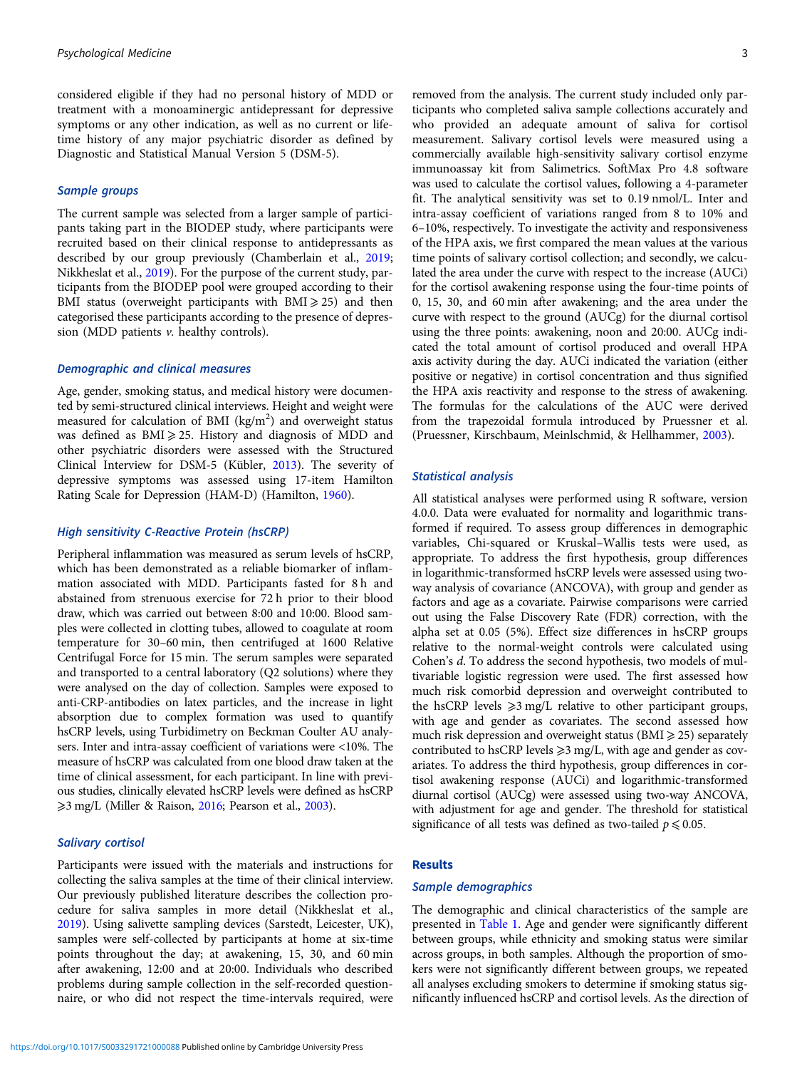considered eligible if they had no personal history of MDD or treatment with a monoaminergic antidepressant for depressive symptoms or any other indication, as well as no current or lifetime history of any major psychiatric disorder as defined by Diagnostic and Statistical Manual Version 5 (DSM-5).

### Sample groups

The current sample was selected from a larger sample of participants taking part in the BIODEP study, where participants were recruited based on their clinical response to antidepressants as described by our group previously (Chamberlain et al., 2019; Nikkheslat et al., 2019). For the purpose of the current study, participants from the BIODEP pool were grouped according to their BMI status (overweight participants with BMI ⩾ 25) and then categorised these participants according to the presence of depression (MDD patients *v.* healthy controls).

### Demographic and clinical measures

Age, gender, smoking status, and medical history were documented by semi-structured clinical interviews. Height and weight were measured for calculation of BMI ($kg/m^2$) and overweight status was defined as BMI ⩾ 25. History and diagnosis of MDD and other psychiatric disorders were assessed with the Structured Clinical Interview for DSM-5 (Kübler, 2013). The severity of depressive symptoms was assessed using 17-item Hamilton Rating Scale for Depression (HAM-D) (Hamilton, 1960).

### High sensitivity C-Reactive Protein (hsCRP)

Peripheral inflammation was measured as serum levels of hsCRP, which has been demonstrated as a reliable biomarker of inflammation associated with MDD. Participants fasted for 8 h and abstained from strenuous exercise for 72 h prior to their blood draw, which was carried out between 8:00 and 10:00. Blood samples were collected in clotting tubes, allowed to coagulate at room temperature for 30–60 min, then centrifuged at 1600 Relative Centrifugal Force for 15 min. The serum samples were separated and transported to a central laboratory (Q2 solutions) where they were analysed on the day of collection. Samples were exposed to anti-CRP-antibodies on latex particles, and the increase in light absorption due to complex formation was used to quantify hsCRP levels, using Turbidimetry on Beckman Coulter AU analysers. Inter and intra-assay coefficient of variations were <10%. The measure of hsCRP was calculated from one blood draw taken at the time of clinical assessment, for each participant. In line with previous studies, clinically elevated hsCRP levels were defined as hsCRP ⩾3 mg/L (Miller & Raison, 2016; Pearson et al., 2003).

### Salivary cortisol

Participants were issued with the materials and instructions for collecting the saliva samples at the time of their clinical interview. Our previously published literature describes the collection procedure for saliva samples in more detail (Nikkheslat et al., 2019). Using salivette sampling devices (Sarstedt, Leicester, UK), samples were self-collected by participants at home at six-time points throughout the day; at awakening, 15, 30, and 60 min after awakening, 12:00 and at 20:00. Individuals who described problems during sample collection in the self-recorded questionnaire, or who did not respect the time-intervals required, were removed from the analysis. The current study included only participants who completed saliva sample collections accurately and who provided an adequate amount of saliva for cortisol measurement. Salivary cortisol levels were measured using a commercially available high-sensitivity salivary cortisol enzyme immunoassay kit from Salimetrics. SoftMax Pro 4.8 software was used to calculate the cortisol values, following a 4-parameter fit. The analytical sensitivity was set to 0.19 nmol/L. Inter and intra-assay coefficient of variations ranged from 8 to 10% and 6–10%, respectively. To investigate the activity and responsiveness of the HPA axis, we first compared the mean values at the various time points of salivary cortisol collection; and secondly, we calculated the area under the curve with respect to the increase (AUCi) for the cortisol awakening response using the four-time points of 0, 15, 30, and 60 min after awakening; and the area under the curve with respect to the ground (AUCg) for the diurnal cortisol using the three points: awakening, noon and 20:00. AUCg indicated the total amount of cortisol produced and overall HPA axis activity during the day. AUCi indicated the variation (either positive or negative) in cortisol concentration and thus signified the HPA axis reactivity and response to the stress of awakening. The formulas for the calculations of the AUC were derived from the trapezoidal formula introduced by Pruessner et al. (Pruessner, Kirschbaum, Meinlschmid, & Hellhammer, 2003).

### Statistical analysis

All statistical analyses were performed using R software, version 4.0.0. Data were evaluated for normality and logarithmic transformed if required. To assess group differences in demographic variables, Chi-squared or Kruskal–Wallis tests were used, as appropriate. To address the first hypothesis, group differences in logarithmic-transformed hsCRP levels were assessed using two-way analysis of covariance (ANCOVA), with group and gender as factors and age as a covariate. Pairwise comparisons were carried out using the False Discovery Rate (FDR) correction, with the alpha set at 0.05 (5%). Effect size differences in hsCRP groups relative to the normal-weight controls were calculated using Cohen's *d*. To address the second hypothesis, two models of multivariable logistic regression were used. The first assessed how much risk comorbid depression and overweight contributed to the hsCRP levels ⩾3 mg/L relative to other participant groups, with age and gender as covariates. The second assessed how much risk depression and overweight status (BMI ⩾ 25) separately contributed to hsCRP levels ⩾3 mg/L, with age and gender as covariates. To address the third hypothesis, group differences in cortisol awakening response (AUCi) and logarithmic-transformed diurnal cortisol (AUCg) were assessed using two-way ANCOVA, with adjustment for age and gender. The threshold for statistical significance of all tests was defined as two-tailed $p \leqslant 0.05$.

## Results

### Sample demographics

The demographic and clinical characteristics of the sample are presented in Table 1. Age and gender were significantly different between groups, while ethnicity and smoking status were similar across groups, in both samples. Although the proportion of smokers were not significantly different between groups, we repeated all analyses excluding smokers to determine if smoking status significantly influenced hsCRP and cortisol levels. As the direction of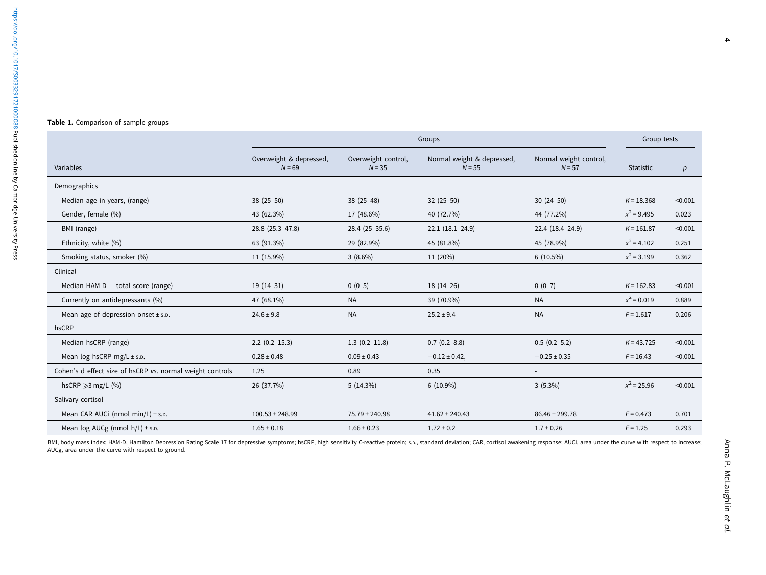**Table 1.** Comparison of sample groups

| Variables | Groups | | | | Group tests | |
|---|---|---|---|---|---|---|
| | Overweight & depressed, $N = 69$ | Overweight control, $N = 35$ | Normal weight & depressed, $N = 55$ | Normal weight control, $N = 57$ | Statistic | $p$ |
| Demographics | | | | | | |
| Median age in years, (range) | 38 (25–50) | 38 (25–48) | 32 (25–50) | 30 (24–50) | $K = 18.368$ | <0.001 |
| Gender, female (%) | 43 (62.3%) | 17 (48.6%) | 40 (72.7%) | 44 (77.2%) | $x^2 = 9.495$ | 0.023 |
| BMI (range) | 28.8 (25.3–47.8) | 28.4 (25–35.6) | 22.1 (18.1–24.9) | 22.4 (18.4–24.9) | $K = 161.87$ | <0.001 |
| Ethnicity, white (%) | 63 (91.3%) | 29 (82.9%) | 45 (81.8%) | 45 (78.9%) | $x^2 = 4.102$ | 0.251 |
| Smoking status, smoker (%) | 11 (15.9%) | 3 (8.6%) | 11 (20%) | 6 (10.5%) | $x^2 = 3.199$ | 0.362 |
| Clinical | | | | | | |
| Median HAM-D total score (range) | 19 (14–31) | 0 (0–5) | 18 (14–26) | 0 (0–7) | $K = 162.83$ | <0.001 |
| Currently on antidepressants (%) | 47 (68.1%) | NA | 39 (70.9%) | NA | $x^2 = 0.019$ | 0.889 |
| Mean age of depression onset ± S.D. | 24.6 ± 9.8 | NA | 25.2 ± 9.4 | NA | $F = 1.617$ | 0.206 |
| hsCRP | | | | | | |
| Median hsCRP (range) | 2.2 (0.2–15.3) | 1.3 (0.2–11.8) | 0.7 (0.2–8.8) | 0.5 (0.2–5.2) | $K = 43.725$ | <0.001 |
| Mean log hsCRP mg/L ± S.D. | 0.28 ± 0.48 | 0.09 ± 0.43 | −0.12 ± 0.42, | −0.25 ± 0.35 | $F = 16.43$ | <0.001 |
| Cohen's d effect size of hsCRP *vs.* normal weight controls | 1.25 | 0.89 | 0.35 | - | | |
| hsCRP ⩾3 mg/L (%) | 26 (37.7%) | 5 (14.3%) | 6 (10.9%) | 3 (5.3%) | $x^2 = 25.96$ | <0.001 |
| Salivary cortisol | | | | | | |
| Mean CAR AUCi (nmol min/L) ± S.D. | 100.53 ± 248.99 | 75.79 ± 240.98 | 41.62 ± 240.43 | 86.46 ± 299.78 | $F = 0.473$ | 0.701 |
| Mean log AUCg (nmol h/L) ± S.D. | 1.65 ± 0.18 | 1.66 ± 0.23 | 1.72 ± 0.2 | 1.7 ± 0.26 | $F = 1.25$ | 0.293 |

BMI, body mass index; HAM-D, Hamilton Depression Rating Scale 17 for depressive symptoms; hsCRP, high sensitivity C-reactive protein; S.D., standard deviation; CAR, cortisol awakening response; AUCi, area under the curve with respect to increase; AUCg, area under the curve with respect to ground.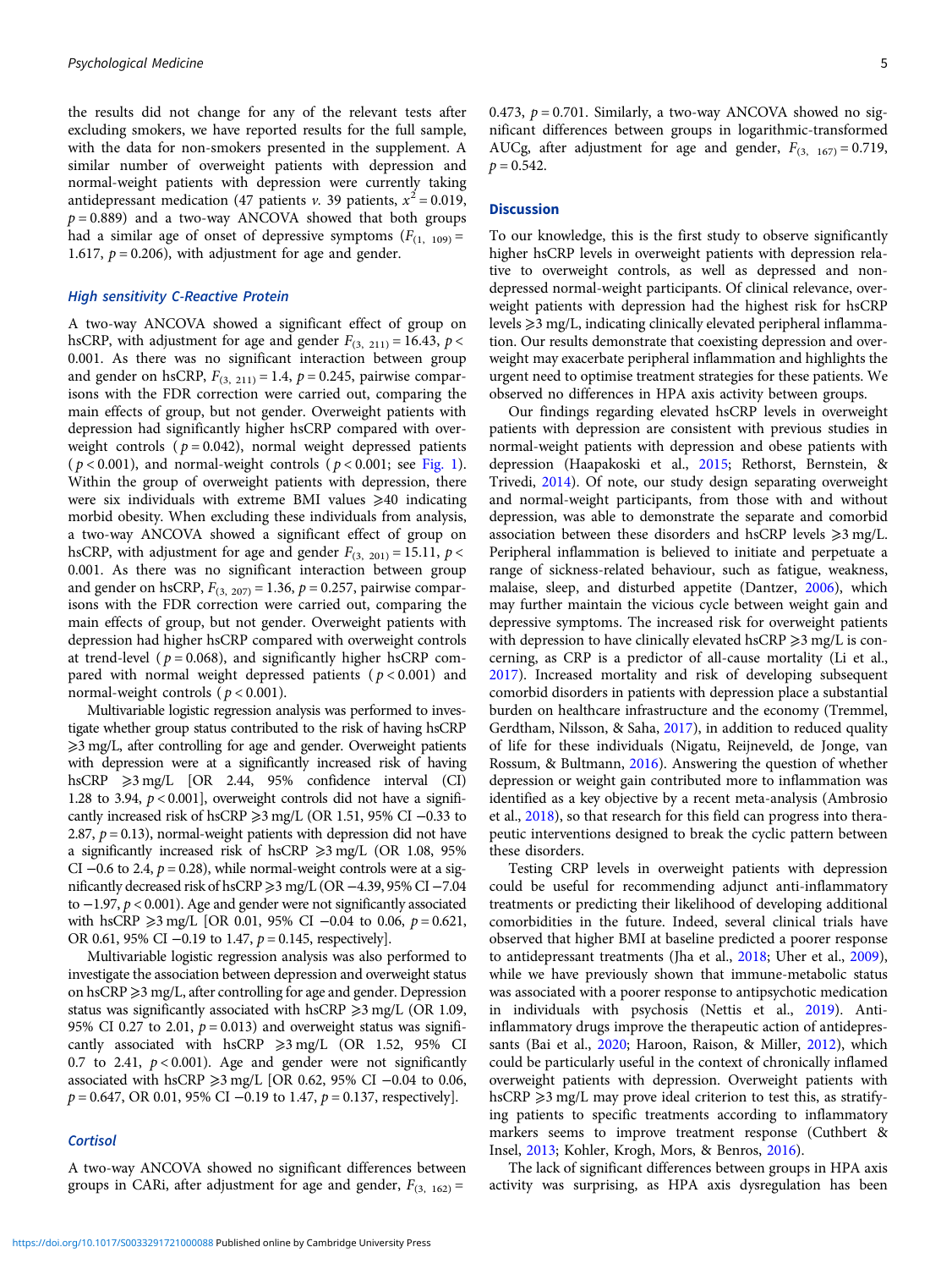the results did not change for any of the relevant tests after excluding smokers, we have reported results for the full sample, with the data for non-smokers presented in the supplement. A similar number of overweight patients with depression and normal-weight patients with depression were currently taking antidepressant medication (47 patients *v.* 39 patients, $x^2 = 0.019$, $p = 0.889$) and a two-way ANCOVA showed that both groups had a similar age of onset of depressive symptoms ($F_{(1, 109)} = 1.617$, $p = 0.206$), with adjustment for age and gender.

### High sensitivity C-Reactive Protein

A two-way ANCOVA showed a significant effect of group on hsCRP, with adjustment for age and gender $F_{(3, 211)} = 16.43$, $p < 0.001$. As there was no significant interaction between group and gender on hsCRP, $F_{(3, 211)} = 1.4$, $p = 0.245$, pairwise comparisons with the FDR correction were carried out, comparing the main effects of group, but not gender. Overweight patients with depression had significantly higher hsCRP compared with overweight controls ($p = 0.042$), normal weight depressed patients ($p < 0.001$), and normal-weight controls ($p < 0.001$; see Fig. 1). Within the group of overweight patients with depression, there were six individuals with extreme BMI values ⩾40 indicating morbid obesity. When excluding these individuals from analysis, a two-way ANCOVA showed a significant effect of group on hsCRP, with adjustment for age and gender $F_{(3, 201)} = 15.11$, $p < 0.001$. As there was no significant interaction between group and gender on hsCRP, $F_{(3, 207)} = 1.36$, $p = 0.257$, pairwise comparisons with the FDR correction were carried out, comparing the main effects of group, but not gender. Overweight patients with depression had higher hsCRP compared with overweight controls at trend-level ($p = 0.068$), and significantly higher hsCRP compared with normal weight depressed patients ($p < 0.001$) and normal-weight controls ($p < 0.001$).

Multivariable logistic regression analysis was performed to investigate whether group status contributed to the risk of having hsCRP ⩾3 mg/L, after controlling for age and gender. Overweight patients with depression were at a significantly increased risk of having hsCRP ⩾3 mg/L [OR 2.44, 95% confidence interval (CI) 1.28 to 3.94, $p < 0.001$], overweight controls did not have a significantly increased risk of hsCRP ⩾3 mg/L (OR 1.51, 95% CI −0.33 to 2.87, $p = 0.13$), normal-weight patients with depression did not have a significantly increased risk of hsCRP ⩾3 mg/L (OR 1.08, 95% CI −0.6 to 2.4, $p = 0.28$), while normal-weight controls were at a significantly decreased risk of hsCRP ⩾3 mg/L (OR −4.39, 95% CI −7.04 to −1.97, $p < 0.001$). Age and gender were not significantly associated with hsCRP ⩾3 mg/L [OR 0.01, 95% CI −0.04 to 0.06, $p = 0.621$, OR 0.61, 95% CI −0.19 to 1.47, $p = 0.145$, respectively].

Multivariable logistic regression analysis was also performed to investigate the association between depression and overweight status on hsCRP ⩾3 mg/L, after controlling for age and gender. Depression status was significantly associated with hsCRP ⩾3 mg/L (OR 1.09, 95% CI 0.27 to 2.01, $p = 0.013$) and overweight status was significantly associated with hsCRP ⩾3 mg/L (OR 1.52, 95% CI 0.7 to 2.41, $p < 0.001$). Age and gender were not significantly associated with hsCRP ⩾3 mg/L [OR 0.62, 95% CI −0.04 to 0.06, $p = 0.647$, OR 0.01, 95% CI −0.19 to 1.47, $p = 0.137$, respectively].

### Cortisol

A two-way ANCOVA showed no significant differences between groups in CARi, after adjustment for age and gender, $F_{(3, 162)} = 0.473$, $p = 0.701$. Similarly, a two-way ANCOVA showed no significant differences between groups in logarithmic-transformed AUCg, after adjustment for age and gender, $F_{(3, 167)} = 0.719$, $p = 0.542$.

## Discussion

To our knowledge, this is the first study to observe significantly higher hsCRP levels in overweight patients with depression relative to overweight controls, as well as depressed and non-depressed normal-weight participants. Of clinical relevance, overweight patients with depression had the highest risk for hsCRP levels ⩾3 mg/L, indicating clinically elevated peripheral inflammation. Our results demonstrate that coexisting depression and overweight may exacerbate peripheral inflammation and highlights the urgent need to optimise treatment strategies for these patients. We observed no differences in HPA axis activity between groups.

Our findings regarding elevated hsCRP levels in overweight patients with depression are consistent with previous studies in normal-weight patients with depression and obese patients with depression (Haapakoski et al., 2015; Rethorst, Bernstein, & Trivedi, 2014). Of note, our study design separating overweight and normal-weight participants, from those with and without depression, was able to demonstrate the separate and comorbid association between these disorders and hsCRP levels ⩾3 mg/L. Peripheral inflammation is believed to initiate and perpetuate a range of sickness-related behaviour, such as fatigue, weakness, malaise, sleep, and disturbed appetite (Dantzer, 2006), which may further maintain the vicious cycle between weight gain and depressive symptoms. The increased risk for overweight patients with depression to have clinically elevated hsCRP ⩾3 mg/L is concerning, as CRP is a predictor of all-cause mortality (Li et al., 2017). Increased mortality and risk of developing subsequent comorbid disorders in patients with depression place a substantial burden on healthcare infrastructure and the economy (Tremmel, Gerdtham, Nilsson, & Saha, 2017), in addition to reduced quality of life for these individuals (Nigatu, Reijneveld, de Jonge, van Rossum, & Bultmann, 2016). Answering the question of whether depression or weight gain contributed more to inflammation was identified as a key objective by a recent meta-analysis (Ambrosio et al., 2018), so that research for this field can progress into therapeutic interventions designed to break the cyclic pattern between these disorders.

Testing CRP levels in overweight patients with depression could be useful for recommending adjunct anti-inflammatory treatments or predicting their likelihood of developing additional comorbidities in the future. Indeed, several clinical trials have observed that higher BMI at baseline predicted a poorer response to antidepressant treatments (Jha et al., 2018; Uher et al., 2009), while we have previously shown that immune-metabolic status was associated with a poorer response to antipsychotic medication in individuals with psychosis (Nettis et al., 2019). Anti-inflammatory drugs improve the therapeutic action of antidepressants (Bai et al., 2020; Haroon, Raison, & Miller, 2012), which could be particularly useful in the context of chronically inflamed overweight patients with depression. Overweight patients with hsCRP ⩾3 mg/L may prove ideal criterion to test this, as stratifying patients to specific treatments according to inflammatory markers seems to improve treatment response (Cuthbert & Insel, 2013; Kohler, Krogh, Mors, & Benros, 2016).

The lack of significant differences between groups in HPA axis activity was surprising, as HPA axis dysregulation has been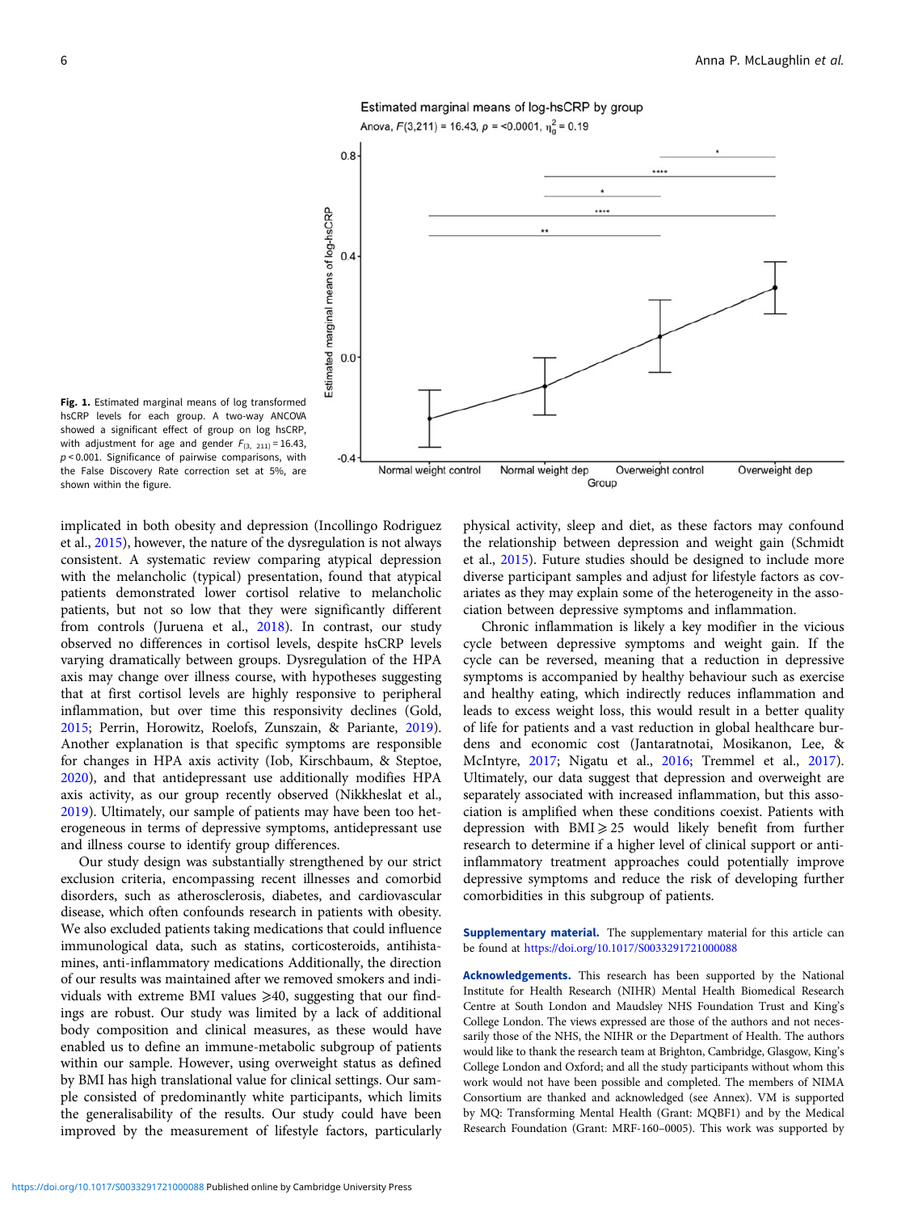Fig. 1. Estimated marginal means of log transformed hsCRP levels for each group. A two-way ANCOVA showed a significant effect of group on log hsCRP, with adjustment for age and gender $F_{(3,\ 211)} = 16.43$, $p < 0.001$. Significance of pairwise comparisons, with the False Discovery Rate correction set at 5%, are shown within the figure.

implicated in both obesity and depression (Incollingo Rodriguez et al., 2015), however, the nature of the dysregulation is not always consistent. A systematic review comparing atypical depression with the melancholic (typical) presentation, found that atypical patients demonstrated lower cortisol relative to melancholic patients, but not so low that they were significantly different from controls (Juruena et al., 2018). In contrast, our study observed no differences in cortisol levels, despite hsCRP levels varying dramatically between groups. Dysregulation of the HPA axis may change over illness course, with hypotheses suggesting that at first cortisol levels are highly responsive to peripheral inflammation, but over time this responsivity declines (Gold, 2015; Perrin, Horowitz, Roelofs, Zunszain, & Pariante, 2019). Another explanation is that specific symptoms are responsible for changes in HPA axis activity (Iob, Kirschbaum, & Steptoe, 2020), and that antidepressant use additionally modifies HPA axis activity, as our group recently observed (Nikkheslat et al., 2019). Ultimately, our sample of patients may have been too heterogeneous in terms of depressive symptoms, antidepressant use and illness course to identify group differences.

Our study design was substantially strengthened by our strict exclusion criteria, encompassing recent illnesses and comorbid disorders, such as atherosclerosis, diabetes, and cardiovascular disease, which often confounds research in patients with obesity. We also excluded patients taking medications that could influence immunological data, such as statins, corticosteroids, antihistamines, anti-inflammatory medications Additionally, the direction of our results was maintained after we removed smokers and individuals with extreme BMI values ⩾40, suggesting that our findings are robust. Our study was limited by a lack of additional body composition and clinical measures, as these would have enabled us to define an immune-metabolic subgroup of patients within our sample. However, using overweight status as defined by BMI has high translational value for clinical settings. Our sample consisted of predominantly white participants, which limits the generalisability of the results. Our study could have been improved by the measurement of lifestyle factors, particularly physical activity, sleep and diet, as these factors may confound the relationship between depression and weight gain (Schmidt et al., 2015). Future studies should be designed to include more diverse participant samples and adjust for lifestyle factors as covariates as they may explain some of the heterogeneity in the association between depressive symptoms and inflammation.

Chronic inflammation is likely a key modifier in the vicious cycle between depressive symptoms and weight gain. If the cycle can be reversed, meaning that a reduction in depressive symptoms is accompanied by healthy behaviour such as exercise and healthy eating, which indirectly reduces inflammation and leads to excess weight loss, this would result in a better quality of life for patients and a vast reduction in global healthcare burdens and economic cost (Jantaratnotai, Mosikanon, Lee, & McIntyre, 2017; Nigatu et al., 2016; Tremmel et al., 2017). Ultimately, our data suggest that depression and overweight are separately associated with increased inflammation, but this association is amplified when these conditions coexist. Patients with depression with BMI ⩾ 25 would likely benefit from further research to determine if a higher level of clinical support or anti-inflammatory treatment approaches could potentially improve depressive symptoms and reduce the risk of developing further comorbidities in this subgroup of patients.

**Supplementary material.** The supplementary material for this article can be found at https://doi.org/10.1017/S0033291721000088

**Acknowledgements.** This research has been supported by the National Institute for Health Research (NIHR) Mental Health Biomedical Research Centre at South London and Maudsley NHS Foundation Trust and King's College London. The views expressed are those of the authors and not necessarily those of the NHS, the NIHR or the Department of Health. The authors would like to thank the research team at Brighton, Cambridge, Glasgow, King's College London and Oxford; and all the study participants without whom this work would not have been possible and completed. The members of NIMA Consortium are thanked and acknowledged (see Annex). VM is supported by MQ: Transforming Mental Health (Grant: MQBF1) and by the Medical Research Foundation (Grant: MRF-160–0005). This work was supported by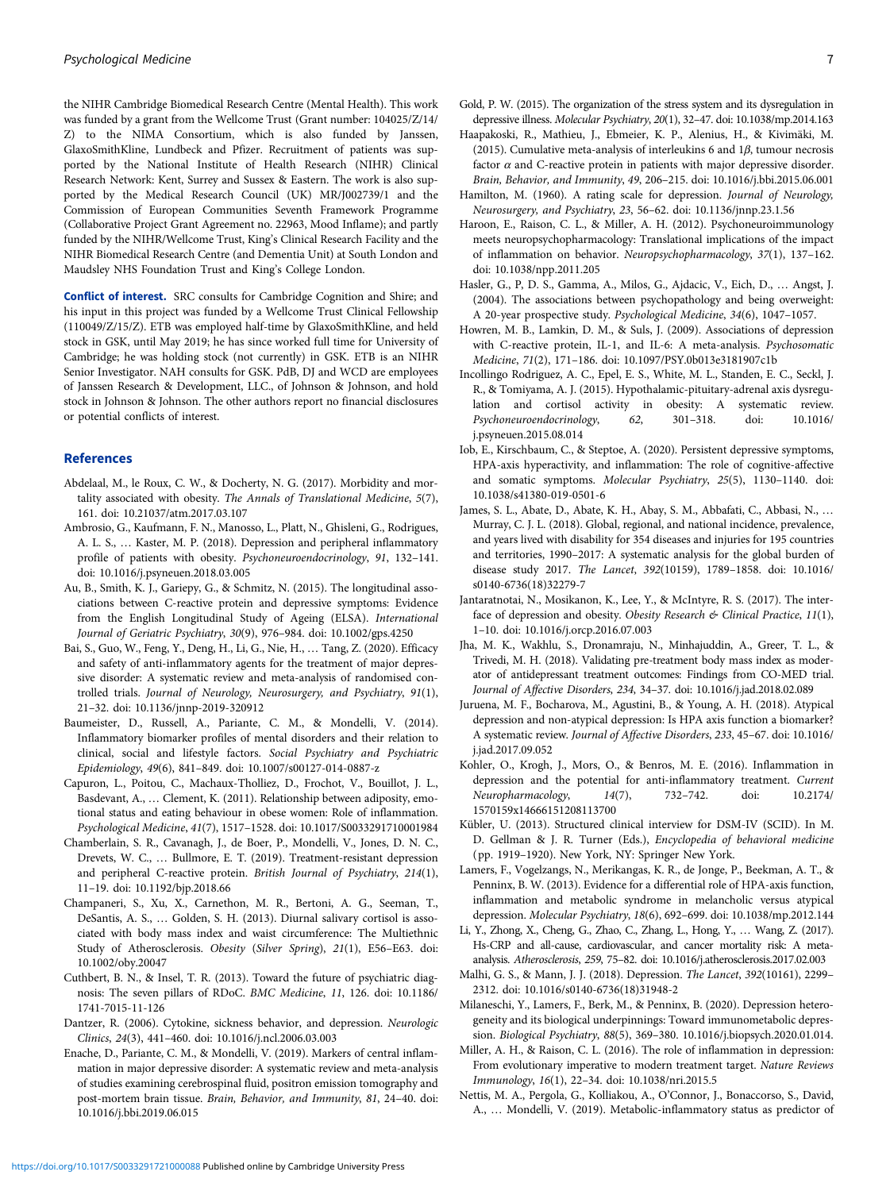the NIHR Cambridge Biomedical Research Centre (Mental Health). This work was funded by a grant from the Wellcome Trust (Grant number: 104025/Z/14/Z) to the NIMA Consortium, which is also funded by Janssen, GlaxoSmithKline, Lundbeck and Pfizer. Recruitment of patients was supported by the National Institute of Health Research (NIHR) Clinical Research Network: Kent, Surrey and Sussex & Eastern. The work is also supported by the Medical Research Council (UK) MR/J002739/1 and the Commission of European Communities Seventh Framework Programme (Collaborative Project Grant Agreement no. 22963, Mood Inflame); and partly funded by the NIHR/Wellcome Trust, King's Clinical Research Facility and the NIHR Biomedical Research Centre (and Dementia Unit) at South London and Maudsley NHS Foundation Trust and King's College London.

**Conflict of interest.** SRC consults for Cambridge Cognition and Shire; and his input in this project was funded by a Wellcome Trust Clinical Fellowship (110049/Z/15/Z). ETB was employed half-time by GlaxoSmithKline, and held stock in GSK, until May 2019; he has since worked full time for University of Cambridge; he was holding stock (not currently) in GSK. ETB is an NIHR Senior Investigator. NAH consults for GSK. PdB, DJ and WCD are employees of Janssen Research & Development, LLC., of Johnson & Johnson, and hold stock in Johnson & Johnson. The other authors report no financial disclosures or potential conflicts of interest.

## References

Abdelaal, M., le Roux, C. W., & Docherty, N. G. (2017). Morbidity and mortality associated with obesity. *The Annals of Translational Medicine*, *5*(7), 161. doi: 10.21037/atm.2017.03.107

Ambrosio, G., Kaufmann, F. N., Manosso, L., Platt, N., Ghisleni, G., Rodrigues, A. L. S., … Kaster, M. P. (2018). Depression and peripheral inflammatory profile of patients with obesity. *Psychoneuroendocrinology*, *91*, 132–141. doi: 10.1016/j.psyneuen.2018.03.005

Au, B., Smith, K. J., Gariepy, G., & Schmitz, N. (2015). The longitudinal associations between C-reactive protein and depressive symptoms: Evidence from the English Longitudinal Study of Ageing (ELSA). *International Journal of Geriatric Psychiatry*, *30*(9), 976–984. doi: 10.1002/gps.4250

Bai, S., Guo, W., Feng, Y., Deng, H., Li, G., Nie, H., … Tang, Z. (2020). Efficacy and safety of anti-inflammatory agents for the treatment of major depressive disorder: A systematic review and meta-analysis of randomised controlled trials. *Journal of Neurology, Neurosurgery, and Psychiatry*, *91*(1), 21–32. doi: 10.1136/jnnp-2019-320912

Baumeister, D., Russell, A., Pariante, C. M., & Mondelli, V. (2014). Inflammatory biomarker profiles of mental disorders and their relation to clinical, social and lifestyle factors. *Social Psychiatry and Psychiatric Epidemiology*, *49*(6), 841–849. doi: 10.1007/s00127-014-0887-z

Capuron, L., Poitou, C., Machaux-Tholliez, D., Frochot, V., Bouillot, J. L., Basdevant, A., … Clement, K. (2011). Relationship between adiposity, emotional status and eating behaviour in obese women: Role of inflammation. *Psychological Medicine*, *41*(7), 1517–1528. doi: 10.1017/S0033291710001984

Chamberlain, S. R., Cavanagh, J., de Boer, P., Mondelli, V., Jones, D. N. C., Drevets, W. C., … Bullmore, E. T. (2019). Treatment-resistant depression and peripheral C-reactive protein. *British Journal of Psychiatry*, *214*(1), 11–19. doi: 10.1192/bjp.2018.66

Champaneri, S., Xu, X., Carnethon, M. R., Bertoni, A. G., Seeman, T., DeSantis, A. S., … Golden, S. H. (2013). Diurnal salivary cortisol is associated with body mass index and waist circumference: The Multiethnic Study of Atherosclerosis. *Obesity (Silver Spring)*, *21*(1), E56–E63. doi: 10.1002/oby.20047

Cuthbert, B. N., & Insel, T. R. (2013). Toward the future of psychiatric diagnosis: The seven pillars of RDoC. *BMC Medicine*, *11*, 126. doi: 10.1186/1741-7015-11-126

Dantzer, R. (2006). Cytokine, sickness behavior, and depression. *Neurologic Clinics*, *24*(3), 441–460. doi: 10.1016/j.ncl.2006.03.003

Enache, D., Pariante, C. M., & Mondelli, V. (2019). Markers of central inflammation in major depressive disorder: A systematic review and meta-analysis of studies examining cerebrospinal fluid, positron emission tomography and post-mortem brain tissue. *Brain, Behavior, and Immunity*, *81*, 24–40. doi: 10.1016/j.bbi.2019.06.015

Gold, P. W. (2015). The organization of the stress system and its dysregulation in depressive illness. *Molecular Psychiatry*, *20*(1), 32–47. doi: 10.1038/mp.2014.163

Haapakoski, R., Mathieu, J., Ebmeier, K. P., Alenius, H., & Kivimäki, M. (2015). Cumulative meta-analysis of interleukins 6 and 1$\beta$, tumour necrosis factor $\alpha$ and C-reactive protein in patients with major depressive disorder. *Brain, Behavior, and Immunity*, *49*, 206–215. doi: 10.1016/j.bbi.2015.06.001

Hamilton, M. (1960). A rating scale for depression. *Journal of Neurology, Neurosurgery, and Psychiatry*, *23*, 56–62. doi: 10.1136/jnnp.23.1.56

Haroon, E., Raison, C. L., & Miller, A. H. (2012). Psychoneuroimmunology meets neuropsychopharmacology: Translational implications of the impact of inflammation on behavior. *Neuropsychopharmacology*, *37*(1), 137–162. doi: 10.1038/npp.2011.205

Hasler, G., P, D. S., Gamma, A., Milos, G., Ajdacic, V., Eich, D., … Angst, J. (2004). The associations between psychopathology and being overweight: A 20-year prospective study. *Psychological Medicine*, *34*(6), 1047–1057.

Howren, M. B., Lamkin, D. M., & Suls, J. (2009). Associations of depression with C-reactive protein, IL-1, and IL-6: A meta-analysis. *Psychosomatic Medicine*, *71*(2), 171–186. doi: 10.1097/PSY.0b013e3181907c1b

Incollingo Rodriguez, A. C., Epel, E. S., White, M. L., Standen, E. C., Seckl, J. R., & Tomiyama, A. J. (2015). Hypothalamic-pituitary-adrenal axis dysregulation and cortisol activity in obesity: A systematic review. *Psychoneuroendocrinology*, *62*, 301–318. doi: 10.1016/j.psyneuen.2015.08.014

Iob, E., Kirschbaum, C., & Steptoe, A. (2020). Persistent depressive symptoms, HPA-axis hyperactivity, and inflammation: The role of cognitive-affective and somatic symptoms. *Molecular Psychiatry*, *25*(5), 1130–1140. doi: 10.1038/s41380-019-0501-6

James, S. L., Abate, D., Abate, K. H., Abay, S. M., Abbafati, C., Abbasi, N., … Murray, C. J. L. (2018). Global, regional, and national incidence, prevalence, and years lived with disability for 354 diseases and injuries for 195 countries and territories, 1990–2017: A systematic analysis for the global burden of disease study 2017. *The Lancet*, *392*(10159), 1789–1858. doi: 10.1016/s0140-6736(18)32279-7

Jantaratnotai, N., Mosikanon, K., Lee, Y., & McIntyre, R. S. (2017). The interface of depression and obesity. *Obesity Research & Clinical Practice*, *11*(1), 1–10. doi: 10.1016/j.orcp.2016.07.003

Jha, M. K., Wakhlu, S., Dronamraju, N., Minhajuddin, A., Greer, T. L., & Trivedi, M. H. (2018). Validating pre-treatment body mass index as moderator of antidepressant treatment outcomes: Findings from CO-MED trial. *Journal of Affective Disorders*, *234*, 34–37. doi: 10.1016/j.jad.2018.02.089

Juruena, M. F., Bocharova, M., Agustini, B., & Young, A. H. (2018). Atypical depression and non-atypical depression: Is HPA axis function a biomarker? A systematic review. *Journal of Affective Disorders*, *233*, 45–67. doi: 10.1016/j.jad.2017.09.052

Kohler, O., Krogh, J., Mors, O., & Benros, M. E. (2016). Inflammation in depression and the potential for anti-inflammatory treatment. *Current Neuropharmacology*, *14*(7), 732–742. doi: 10.2174/1570159x14666151208113700

Kübler, U. (2013). Structured clinical interview for DSM-IV (SCID). In M. D. Gellman & J. R. Turner (Eds.), *Encyclopedia of behavioral medicine* (pp. 1919–1920). New York, NY: Springer New York.

Lamers, F., Vogelzangs, N., Merikangas, K. R., de Jonge, P., Beekman, A. T., & Penninx, B. W. (2013). Evidence for a differential role of HPA-axis function, inflammation and metabolic syndrome in melancholic versus atypical depression. *Molecular Psychiatry*, *18*(6), 692–699. doi: 10.1038/mp.2012.144

Li, Y., Zhong, X., Cheng, G., Zhao, C., Zhang, L., Hong, Y., … Wang, Z. (2017). Hs-CRP and all-cause, cardiovascular, and cancer mortality risk: A meta-analysis. *Atherosclerosis*, *259*, 75–82. doi: 10.1016/j.atherosclerosis.2017.02.003

Malhi, G. S., & Mann, J. J. (2018). Depression. *The Lancet*, *392*(10161), 2299–2312. doi: 10.1016/s0140-6736(18)31948-2

Milaneschi, Y., Lamers, F., Berk, M., & Penninx, B. (2020). Depression heterogeneity and its biological underpinnings: Toward immunometabolic depression. *Biological Psychiatry*, *88*(5), 369–380. 10.1016/j.biopsych.2020.01.014.

Miller, A. H., & Raison, C. L. (2016). The role of inflammation in depression: From evolutionary imperative to modern treatment target. *Nature Reviews Immunology*, *16*(1), 22–34. doi: 10.1038/nri.2015.5

Nettis, M. A., Pergola, G., Kolliakou, A., O'Connor, J., Bonaccorso, S., David, A., … Mondelli, V. (2019). Metabolic-inflammatory status as predictor of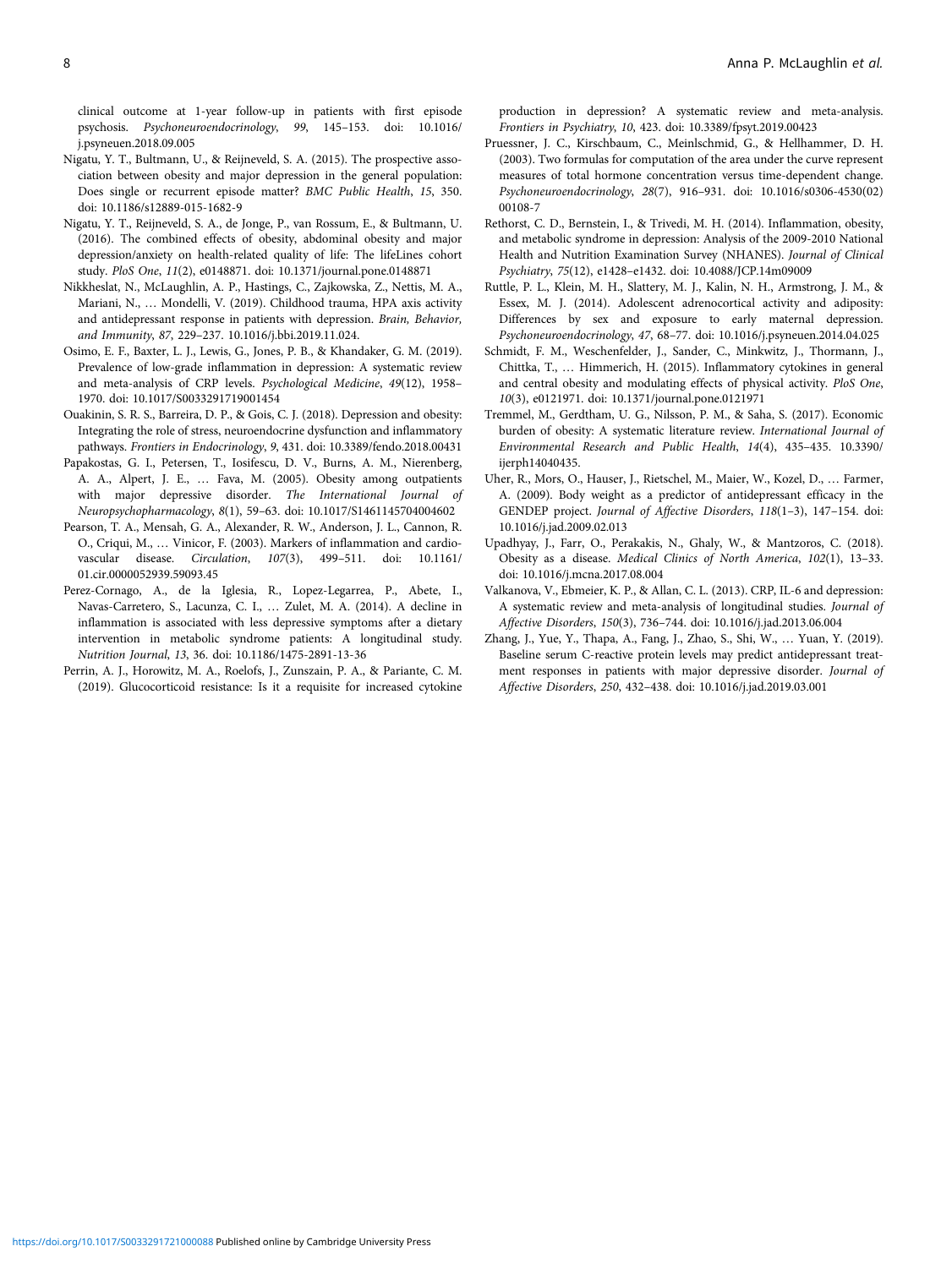clinical outcome at 1-year follow-up in patients with first episode psychosis. *Psychoneuroendocrinology*, *99*, 145–153. doi: 10.1016/j.psyneuen.2018.09.005

Nigatu, Y. T., Bultmann, U., & Reijneveld, S. A. (2015). The prospective association between obesity and major depression in the general population: Does single or recurrent episode matter? *BMC Public Health*, *15*, 350. doi: 10.1186/s12889-015-1682-9

Nigatu, Y. T., Reijneveld, S. A., de Jonge, P., van Rossum, E., & Bultmann, U. (2016). The combined effects of obesity, abdominal obesity and major depression/anxiety on health-related quality of life: The lifeLines cohort study. *PloS One*, *11*(2), e0148871. doi: 10.1371/journal.pone.0148871

Nikkheslat, N., McLaughlin, A. P., Hastings, C., Zajkowska, Z., Nettis, M. A., Mariani, N., … Mondelli, V. (2019). Childhood trauma, HPA axis activity and antidepressant response in patients with depression. *Brain, Behavior, and Immunity*, *87*, 229–237. 10.1016/j.bbi.2019.11.024.

Osimo, E. F., Baxter, L. J., Lewis, G., Jones, P. B., & Khandaker, G. M. (2019). Prevalence of low-grade inflammation in depression: A systematic review and meta-analysis of CRP levels. *Psychological Medicine*, *49*(12), 1958–1970. doi: 10.1017/S0033291719001454

Ouakinin, S. R. S., Barreira, D. P., & Gois, C. J. (2018). Depression and obesity: Integrating the role of stress, neuroendocrine dysfunction and inflammatory pathways. *Frontiers in Endocrinology*, *9*, 431. doi: 10.3389/fendo.2018.00431

Papakostas, G. I., Petersen, T., Iosifescu, D. V., Burns, A. M., Nierenberg, A. A., Alpert, J. E., … Fava, M. (2005). Obesity among outpatients with major depressive disorder. *The International Journal of Neuropsychopharmacology*, *8*(1), 59–63. doi: 10.1017/S1461145704004602

Pearson, T. A., Mensah, G. A., Alexander, R. W., Anderson, J. L., Cannon, R. O., Criqui, M., … Vinicor, F. (2003). Markers of inflammation and cardiovascular disease. *Circulation*, *107*(3), 499–511. doi: 10.1161/01.cir.0000052939.59093.45

Perez-Cornago, A., de la Iglesia, R., Lopez-Legarrea, P., Abete, I., Navas-Carretero, S., Lacunza, C. I., … Zulet, M. A. (2014). A decline in inflammation is associated with less depressive symptoms after a dietary intervention in metabolic syndrome patients: A longitudinal study. *Nutrition Journal*, *13*, 36. doi: 10.1186/1475-2891-13-36

Perrin, A. J., Horowitz, M. A., Roelofs, J., Zunszain, P. A., & Pariante, C. M. (2019). Glucocorticoid resistance: Is it a requisite for increased cytokine production in depression? A systematic review and meta-analysis. *Frontiers in Psychiatry*, *10*, 423. doi: 10.3389/fpsyt.2019.00423

Pruessner, J. C., Kirschbaum, C., Meinlschmid, G., & Hellhammer, D. H. (2003). Two formulas for computation of the area under the curve represent measures of total hormone concentration versus time-dependent change. *Psychoneuroendocrinology*, *28*(7), 916–931. doi: 10.1016/s0306-4530(02)00108-7

Rethorst, C. D., Bernstein, I., & Trivedi, M. H. (2014). Inflammation, obesity, and metabolic syndrome in depression: Analysis of the 2009-2010 National Health and Nutrition Examination Survey (NHANES). *Journal of Clinical Psychiatry*, *75*(12), e1428–e1432. doi: 10.4088/JCP.14m09009

Ruttle, P. L., Klein, M. H., Slattery, M. J., Kalin, N. H., Armstrong, J. M., & Essex, M. J. (2014). Adolescent adrenocortical activity and adiposity: Differences by sex and exposure to early maternal depression. *Psychoneuroendocrinology*, *47*, 68–77. doi: 10.1016/j.psyneuen.2014.04.025

Schmidt, F. M., Weschenfelder, J., Sander, C., Minkwitz, J., Thormann, J., Chittka, T., … Himmerich, H. (2015). Inflammatory cytokines in general and central obesity and modulating effects of physical activity. *PloS One*, *10*(3), e0121971. doi: 10.1371/journal.pone.0121971

Tremmel, M., Gerdtham, U. G., Nilsson, P. M., & Saha, S. (2017). Economic burden of obesity: A systematic literature review. *International Journal of Environmental Research and Public Health*, *14*(4), 435–435. 10.3390/ijerph14040435.

Uher, R., Mors, O., Hauser, J., Rietschel, M., Maier, W., Kozel, D., … Farmer, A. (2009). Body weight as a predictor of antidepressant efficacy in the GENDEP project. *Journal of Affective Disorders*, *118*(1–3), 147–154. doi: 10.1016/j.jad.2009.02.013

Upadhyay, J., Farr, O., Perakakis, N., Ghaly, W., & Mantzoros, C. (2018). Obesity as a disease. *Medical Clinics of North America*, *102*(1), 13–33. doi: 10.1016/j.mcna.2017.08.004

Valkanova, V., Ebmeier, K. P., & Allan, C. L. (2013). CRP, IL-6 and depression: A systematic review and meta-analysis of longitudinal studies. *Journal of Affective Disorders*, *150*(3), 736–744. doi: 10.1016/j.jad.2013.06.004

Zhang, J., Yue, Y., Thapa, A., Fang, J., Zhao, S., Shi, W., … Yuan, Y. (2019). Baseline serum C-reactive protein levels may predict antidepressant treatment responses in patients with major depressive disorder. *Journal of Affective Disorders*, *250*, 432–438. doi: 10.1016/j.jad.2019.03.001